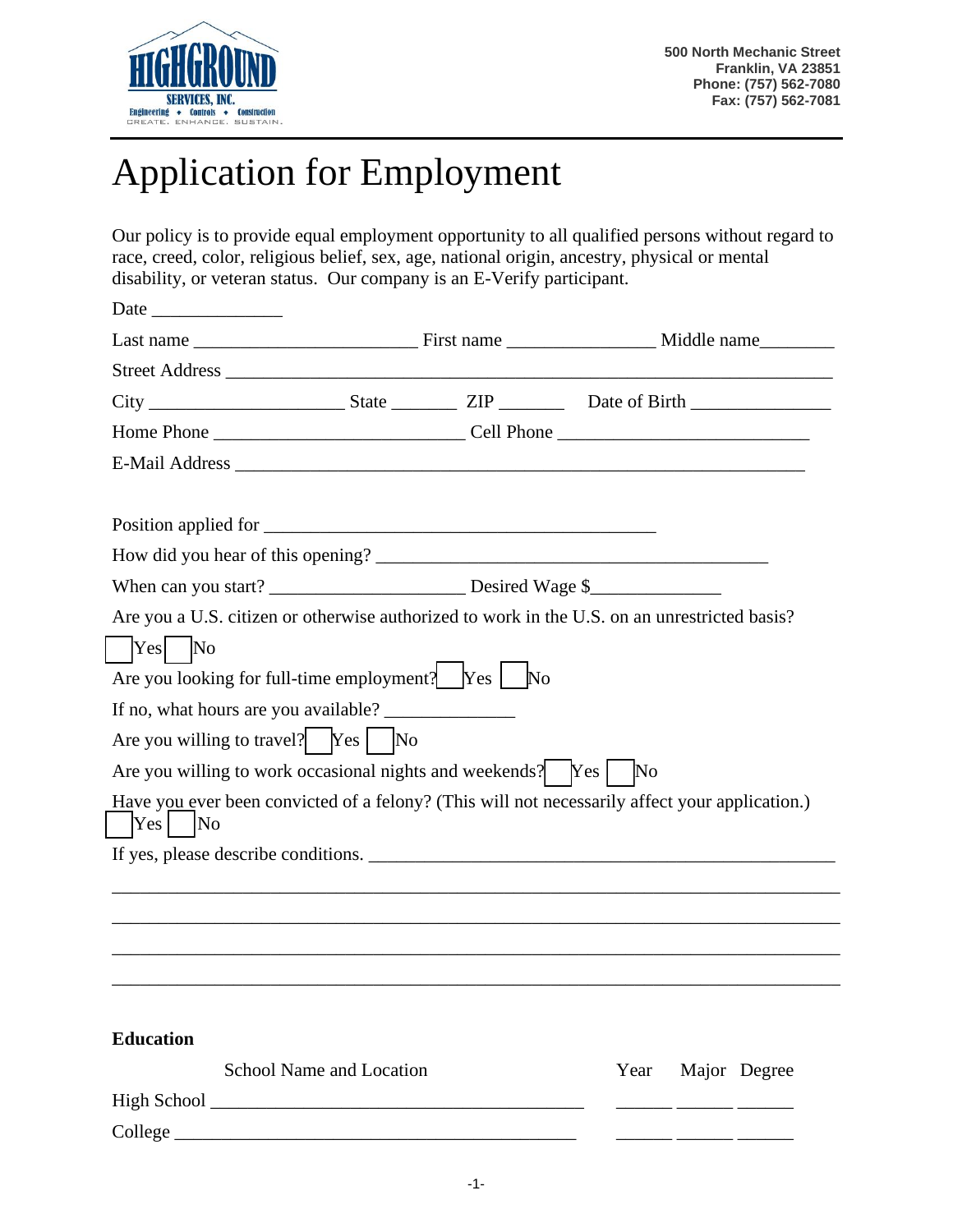HIGHGROUND SERVICES, INC.
Engineering • Controls • Construction
CREATE. ENHANCE. SUSTAIN.

500 North Mechanic Street
Franklin, VA 23851
Phone: (757) 562-7080
Fax: (757) 562-7081

# Application for Employment

Our policy is to provide equal employment opportunity to all qualified persons without regard to race, creed, color, religious belief, sex, age, national origin, ancestry, physical or mental disability, or veteran status. Our company is an E-Verify participant.

Date ______________

Last name ________________________ First name ________________ Middle name________

Street Address ________________________________________________________________

City _____________________ State _______ ZIP _______ Date of Birth _______________

Home Phone ___________________________ Cell Phone ___________________________

E-Mail Address ______________________________________________________________

Position applied for ___________________________________________

How did you hear of this opening? __________________________________________

When can you start? _____________________ Desired Wage $______________

Are you a U.S. citizen or otherwise authorized to work in the U.S. on an unrestricted basis?
☐ Yes ☐ No

Are you looking for full-time employment? ☐ Yes ☐ No

If no, what hours are you available? ______________

Are you willing to travel? ☐ Yes ☐ No

Are you willing to work occasional nights and weekends? ☐ Yes ☐ No

Have you ever been convicted of a felony? (This will not necessarily affect your application.)
☐ Yes ☐ No

If yes, please describe conditions. _______________________________________________

________________________________________________________________________________

________________________________________________________________________________

________________________________________________________________________________

________________________________________________________________________________

**Education**

| | School Name and Location | Year | Major | Degree |
|---|---|---|---|---|
| High School | ________________________________________ | ______ | ______ | ______ |
| College | ________________________________________ | ______ | ______ | ______ |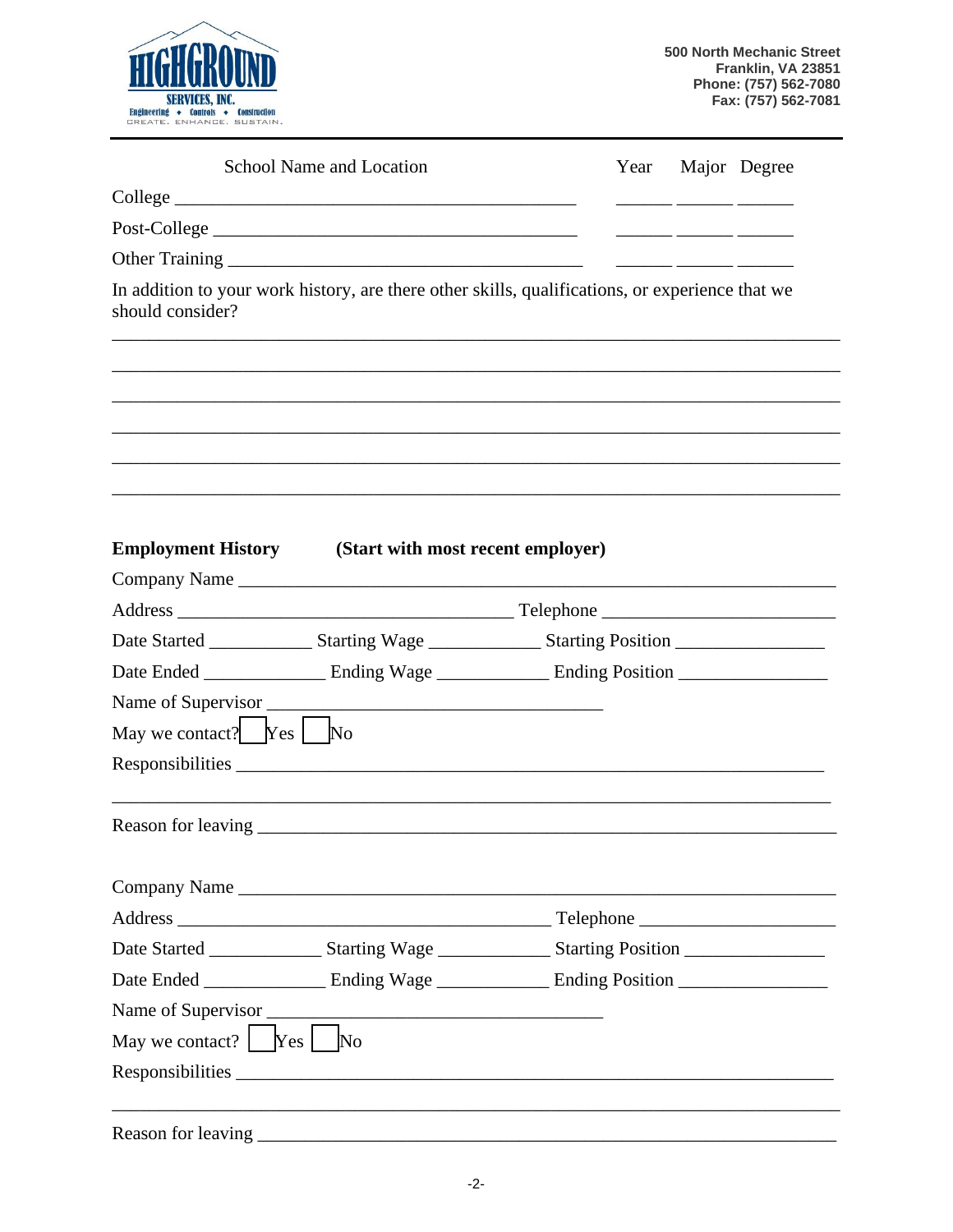**HIGHGROUND SERVICES, INC.**
Engineering • Controls • Construction
CREATE. ENHANCE. SUSTAIN.

500 North Mechanic Street
Franklin, VA 23851
Phone: (757) 562-7080
Fax: (757) 562-7081

| School Name and Location | Year | Major | Degree |
|---|---|---|---|
| College ____________________ | ______ | ______ | ______ |
| Post-College ____________________ | ______ | ______ | ______ |
| Other Training ____________________ | ______ | ______ | ______ |

In addition to your work history, are there other skills, qualifications, or experience that we should consider?

______________________________________________________________________________

______________________________________________________________________________

______________________________________________________________________________

______________________________________________________________________________

______________________________________________________________________________

______________________________________________________________________________

**Employment History (Start with most recent employer)**

Company Name ____________________________________________________________

Address ___________________________________ Telephone ______________________

Date Started ___________ Starting Wage ____________ Starting Position ________________

Date Ended _____________ Ending Wage ____________ Ending Position ________________

Name of Supervisor ___________________________________

May we contact? ☐ Yes ☐ No

Responsibilities ______________________________________________________________

______________________________________________________________________________

Reason for leaving _____________________________________________________________

Company Name ____________________________________________________________

Address ___________________________________ Telephone ______________________

Date Started ___________ Starting Wage ____________ Starting Position ________________

Date Ended _____________ Ending Wage ____________ Ending Position ________________

Name of Supervisor ___________________________________

May we contact? ☐ Yes ☐ No

Responsibilities ______________________________________________________________

______________________________________________________________________________

Reason for leaving _____________________________________________________________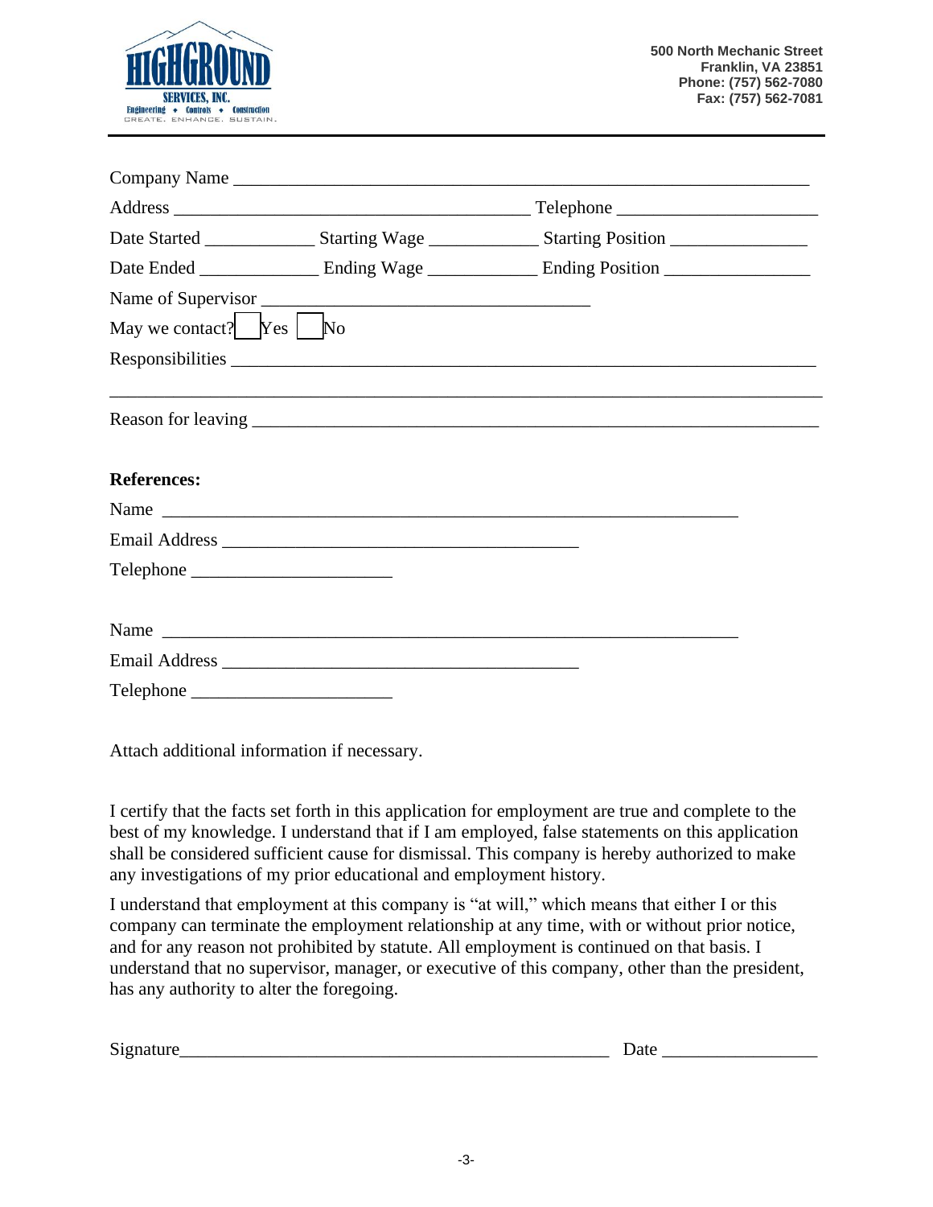HIGHGROUND SERVICES, INC.
Engineering ♦ Controls ♦ Construction
CREATE. ENHANCE. SUSTAIN.

**500 North Mechanic Street**
**Franklin, VA 23851**
**Phone: (757) 562-7080**
**Fax: (757) 562-7081**

---

Company Name ____________________________________________________________

Address ________________________________________ Telephone ______________________

Date Started ____________ Starting Wage ____________ Starting Position _______________

Date Ended _____________ Ending Wage ____________ Ending Position ________________

Name of Supervisor _____________________________________

May we contact? ☐ Yes ☐ No

Responsibilities ___________________________________________________________________

_________________________________________________________________________________

Reason for leaving ________________________________________________________________

**References:**

Name _________________________________________________________________

Email Address ________________________________________

Telephone ______________________

Name _________________________________________________________________

Email Address ________________________________________

Telephone ______________________

Attach additional information if necessary.

I certify that the facts set forth in this application for employment are true and complete to the best of my knowledge. I understand that if I am employed, false statements on this application shall be considered sufficient cause for dismissal. This company is hereby authorized to make any investigations of my prior educational and employment history.

I understand that employment at this company is "at will," which means that either I or this company can terminate the employment relationship at any time, with or without prior notice, and for any reason not prohibited by statute. All employment is continued on that basis. I understand that no supervisor, manager, or executive of this company, other than the president, has any authority to alter the foregoing.

Signature________________________________________________ Date _________________